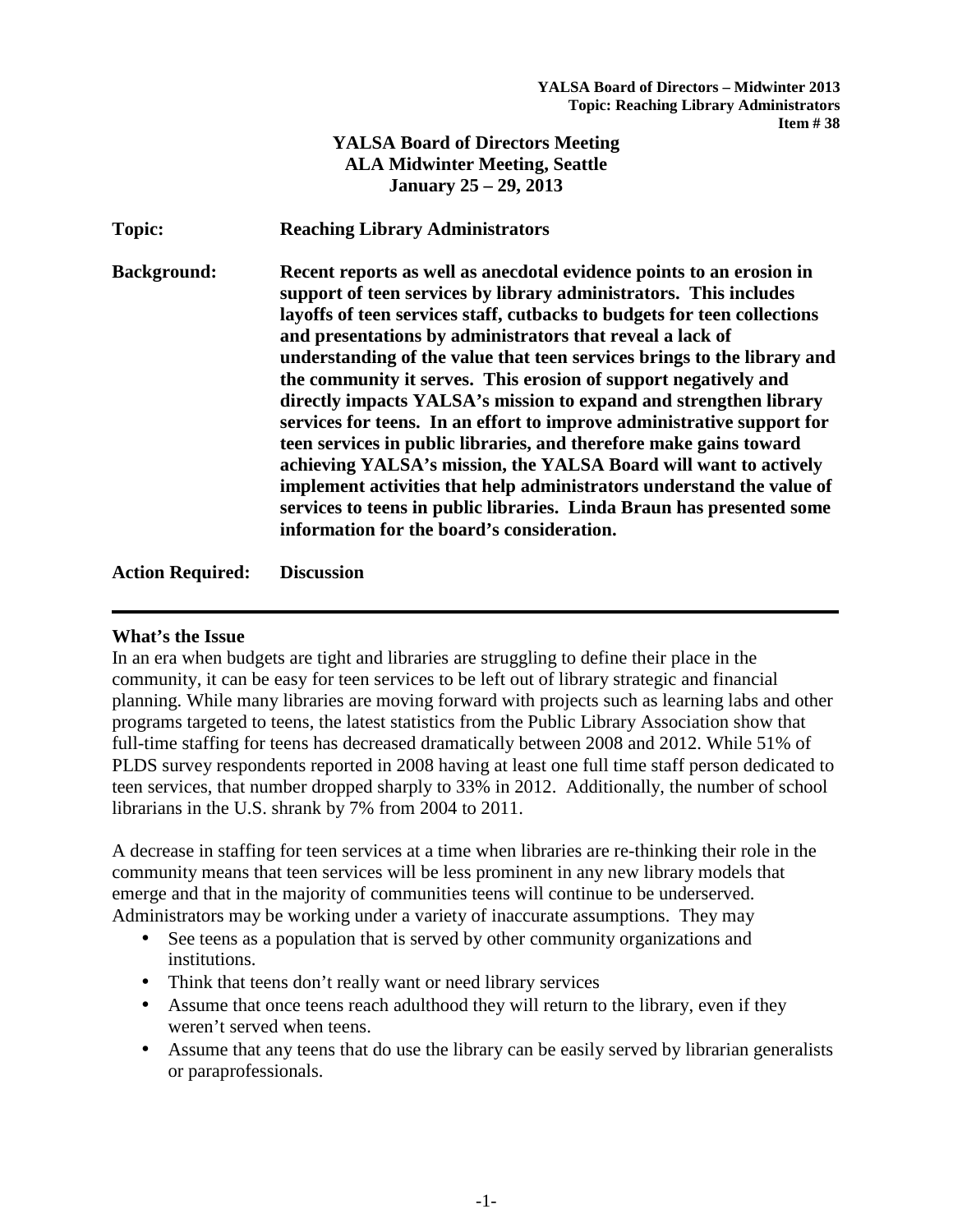**YALSA Board of Directors – Midwinter 2013**
**Topic: Reaching Library Administrators**
**Item # 38**

# YALSA Board of Directors Meeting
## ALA Midwinter Meeting, Seattle
## January 25 – 29, 2013

**Topic:** **Reaching Library Administrators**

**Background:** **Recent reports as well as anecdotal evidence points to an erosion in support of teen services by library administrators. This includes layoffs of teen services staff, cutbacks to budgets for teen collections and presentations by administrators that reveal a lack of understanding of the value that teen services brings to the library and the community it serves. This erosion of support negatively and directly impacts YALSA's mission to expand and strengthen library services for teens. In an effort to improve administrative support for teen services in public libraries, and therefore make gains toward achieving YALSA's mission, the YALSA Board will want to actively implement activities that help administrators understand the value of services to teens in public libraries. Linda Braun has presented some information for the board's consideration.**

**Action Required:** **Discussion**

---

**What's the Issue**

In an era when budgets are tight and libraries are struggling to define their place in the community, it can be easy for teen services to be left out of library strategic and financial planning. While many libraries are moving forward with projects such as learning labs and other programs targeted to teens, the latest statistics from the Public Library Association show that full-time staffing for teens has decreased dramatically between 2008 and 2012. While 51% of PLDS survey respondents reported in 2008 having at least one full time staff person dedicated to teen services, that number dropped sharply to 33% in 2012. Additionally, the number of school librarians in the U.S. shrank by 7% from 2004 to 2011.

A decrease in staffing for teen services at a time when libraries are re-thinking their role in the community means that teen services will be less prominent in any new library models that emerge and that in the majority of communities teens will continue to be underserved. Administrators may be working under a variety of inaccurate assumptions. They may

- See teens as a population that is served by other community organizations and institutions.
- Think that teens don't really want or need library services
- Assume that once teens reach adulthood they will return to the library, even if they weren't served when teens.
- Assume that any teens that do use the library can be easily served by librarian generalists or paraprofessionals.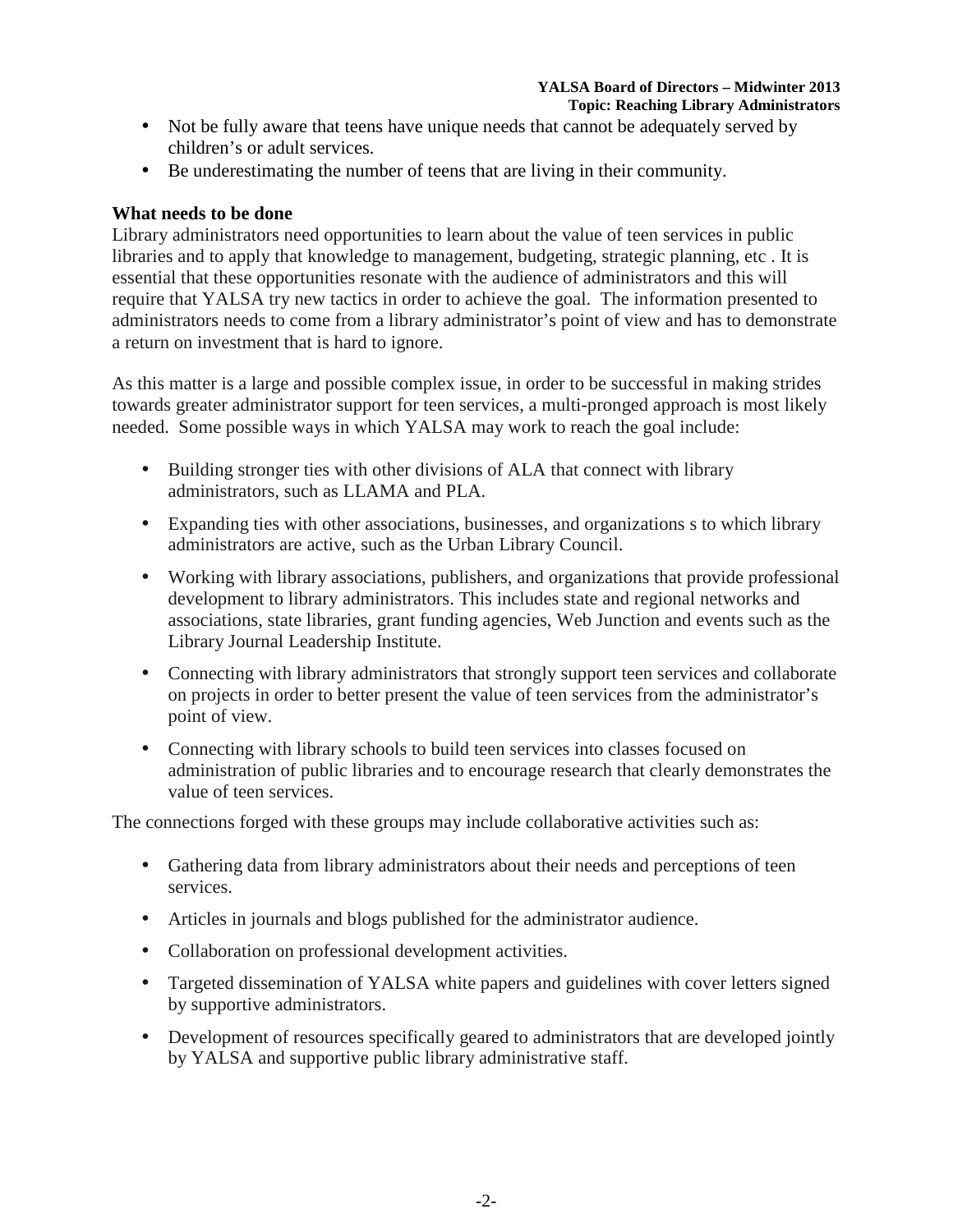- Not be fully aware that teens have unique needs that cannot be adequately served by children's or adult services.
- Be underestimating the number of teens that are living in their community.

**What needs to be done**

Library administrators need opportunities to learn about the value of teen services in public libraries and to apply that knowledge to management, budgeting, strategic planning, etc . It is essential that these opportunities resonate with the audience of administrators and this will require that YALSA try new tactics in order to achieve the goal. The information presented to administrators needs to come from a library administrator's point of view and has to demonstrate a return on investment that is hard to ignore.

As this matter is a large and possible complex issue, in order to be successful in making strides towards greater administrator support for teen services, a multi-pronged approach is most likely needed. Some possible ways in which YALSA may work to reach the goal include:

- Building stronger ties with other divisions of ALA that connect with library administrators, such as LLAMA and PLA.
- Expanding ties with other associations, businesses, and organizations s to which library administrators are active, such as the Urban Library Council.
- Working with library associations, publishers, and organizations that provide professional development to library administrators. This includes state and regional networks and associations, state libraries, grant funding agencies, Web Junction and events such as the Library Journal Leadership Institute.
- Connecting with library administrators that strongly support teen services and collaborate on projects in order to better present the value of teen services from the administrator's point of view.
- Connecting with library schools to build teen services into classes focused on administration of public libraries and to encourage research that clearly demonstrates the value of teen services.

The connections forged with these groups may include collaborative activities such as:

- Gathering data from library administrators about their needs and perceptions of teen services.
- Articles in journals and blogs published for the administrator audience.
- Collaboration on professional development activities.
- Targeted dissemination of YALSA white papers and guidelines with cover letters signed by supportive administrators.
- Development of resources specifically geared to administrators that are developed jointly by YALSA and supportive public library administrative staff.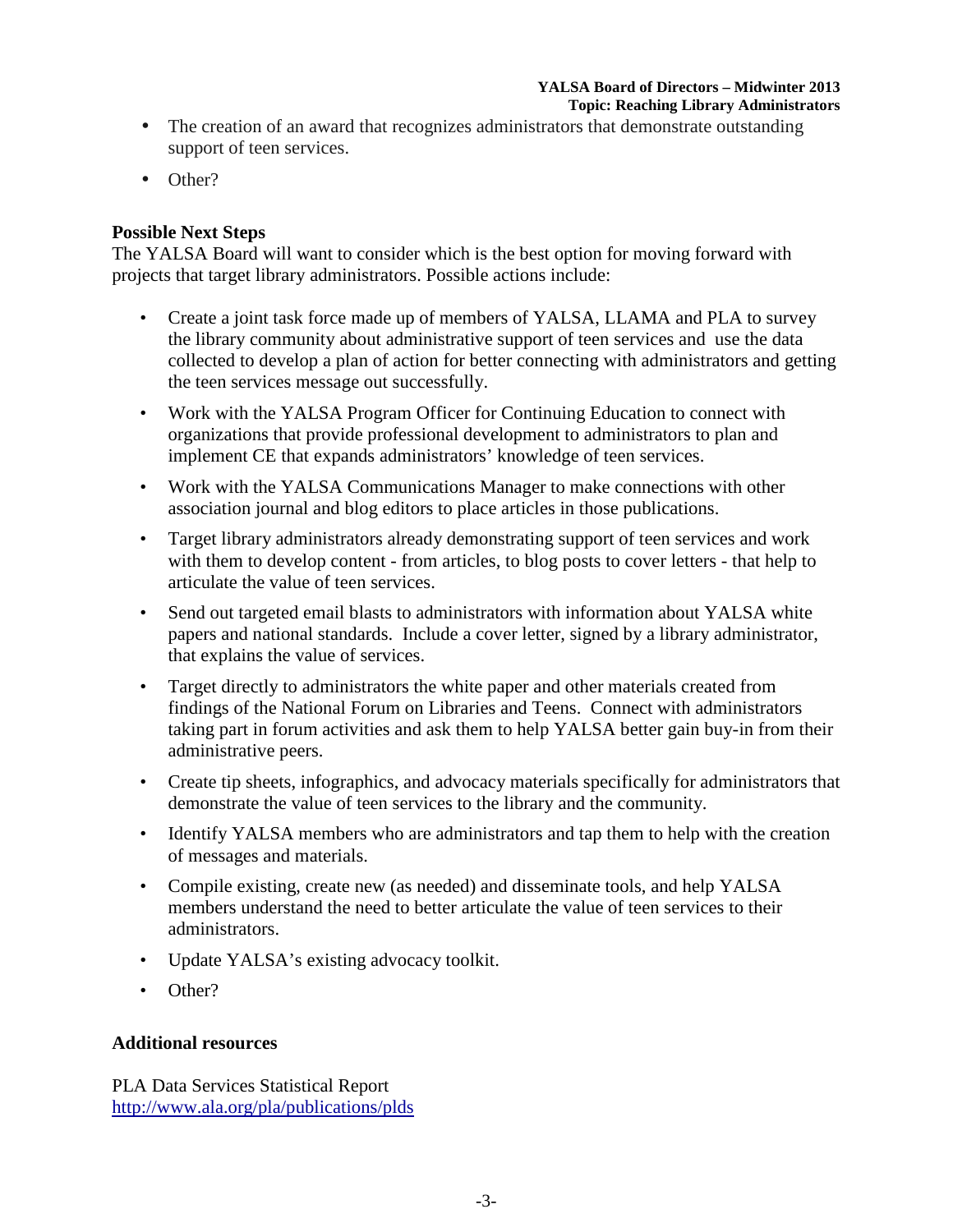- The creation of an award that recognizes administrators that demonstrate outstanding support of teen services.
- Other?

**Possible Next Steps**

The YALSA Board will want to consider which is the best option for moving forward with projects that target library administrators. Possible actions include:

- Create a joint task force made up of members of YALSA, LLAMA and PLA to survey the library community about administrative support of teen services and use the data collected to develop a plan of action for better connecting with administrators and getting the teen services message out successfully.
- Work with the YALSA Program Officer for Continuing Education to connect with organizations that provide professional development to administrators to plan and implement CE that expands administrators' knowledge of teen services.
- Work with the YALSA Communications Manager to make connections with other association journal and blog editors to place articles in those publications.
- Target library administrators already demonstrating support of teen services and work with them to develop content - from articles, to blog posts to cover letters - that help to articulate the value of teen services.
- Send out targeted email blasts to administrators with information about YALSA white papers and national standards. Include a cover letter, signed by a library administrator, that explains the value of services.
- Target directly to administrators the white paper and other materials created from findings of the National Forum on Libraries and Teens. Connect with administrators taking part in forum activities and ask them to help YALSA better gain buy-in from their administrative peers.
- Create tip sheets, infographics, and advocacy materials specifically for administrators that demonstrate the value of teen services to the library and the community.
- Identify YALSA members who are administrators and tap them to help with the creation of messages and materials.
- Compile existing, create new (as needed) and disseminate tools, and help YALSA members understand the need to better articulate the value of teen services to their administrators.
- Update YALSA's existing advocacy toolkit.
- Other?

**Additional resources**

PLA Data Services Statistical Report
http://www.ala.org/pla/publications/plds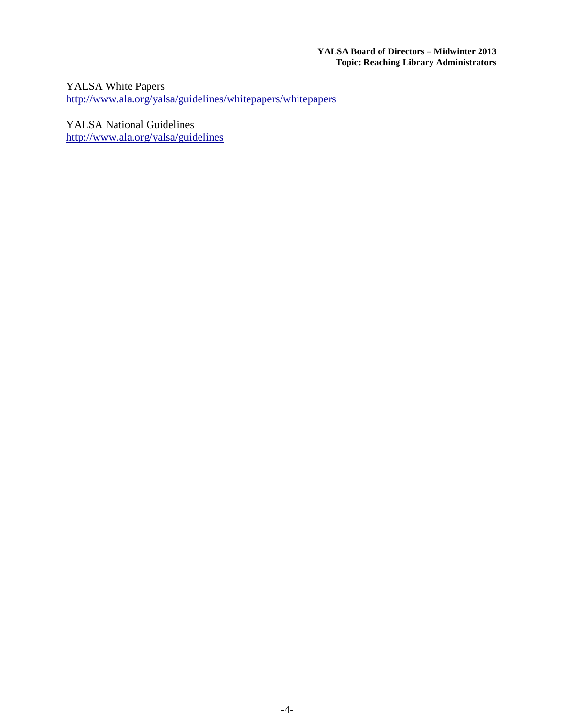YALSA White Papers
http://www.ala.org/yalsa/guidelines/whitepapers/whitepapers

YALSA National Guidelines
http://www.ala.org/yalsa/guidelines